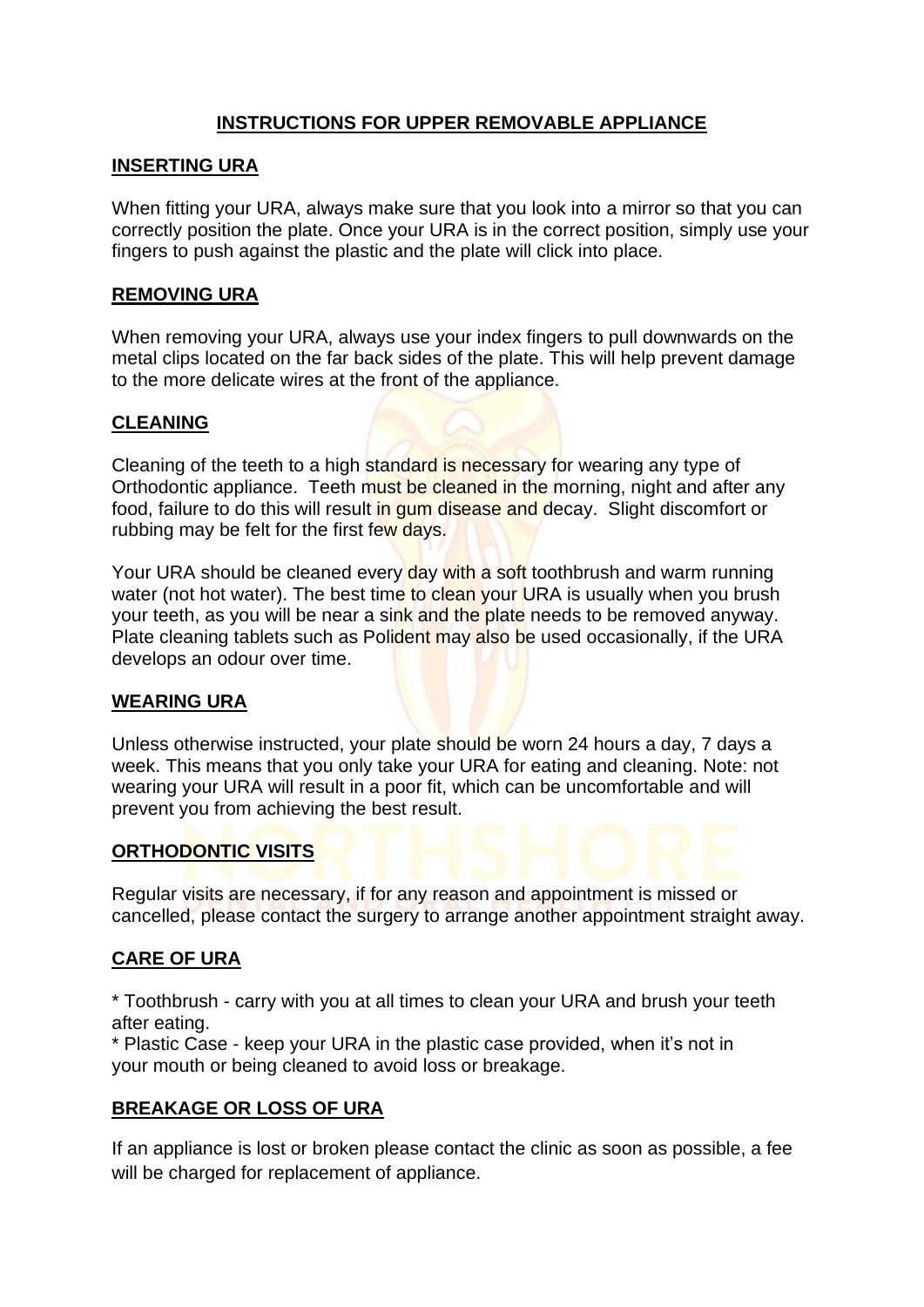# INSTRUCTIONS FOR UPPER REMOVABLE APPLIANCE

## INSERTING URA

When fitting your URA, always make sure that you look into a mirror so that you can correctly position the plate. Once your URA is in the correct position, simply use your fingers to push against the plastic and the plate will click into place.

## REMOVING URA

When removing your URA, always use your index fingers to pull downwards on the metal clips located on the far back sides of the plate. This will help prevent damage to the more delicate wires at the front of the appliance.

## CLEANING

Cleaning of the teeth to a high standard is necessary for wearing any type of Orthodontic appliance. Teeth must be cleaned in the morning, night and after any food, failure to do this will result in gum disease and decay. Slight discomfort or rubbing may be felt for the first few days.

Your URA should be cleaned every day with a soft toothbrush and warm running water (not hot water). The best time to clean your URA is usually when you brush your teeth, as you will be near a sink and the plate needs to be removed anyway. Plate cleaning tablets such as Polident may also be used occasionally, if the URA develops an odour over time.

## WEARING URA

Unless otherwise instructed, your plate should be worn 24 hours a day, 7 days a week. This means that you only take your URA for eating and cleaning. Note: not wearing your URA will result in a poor fit, which can be uncomfortable and will prevent you from achieving the best result.

## ORTHODONTIC VISITS

Regular visits are necessary, if for any reason and appointment is missed or cancelled, please contact the surgery to arrange another appointment straight away.

## CARE OF URA

* Toothbrush - carry with you at all times to clean your URA and brush your teeth after eating.
* Plastic Case - keep your URA in the plastic case provided, when it's not in your mouth or being cleaned to avoid loss or breakage.

## BREAKAGE OR LOSS OF URA

If an appliance is lost or broken please contact the clinic as soon as possible, a fee will be charged for replacement of appliance.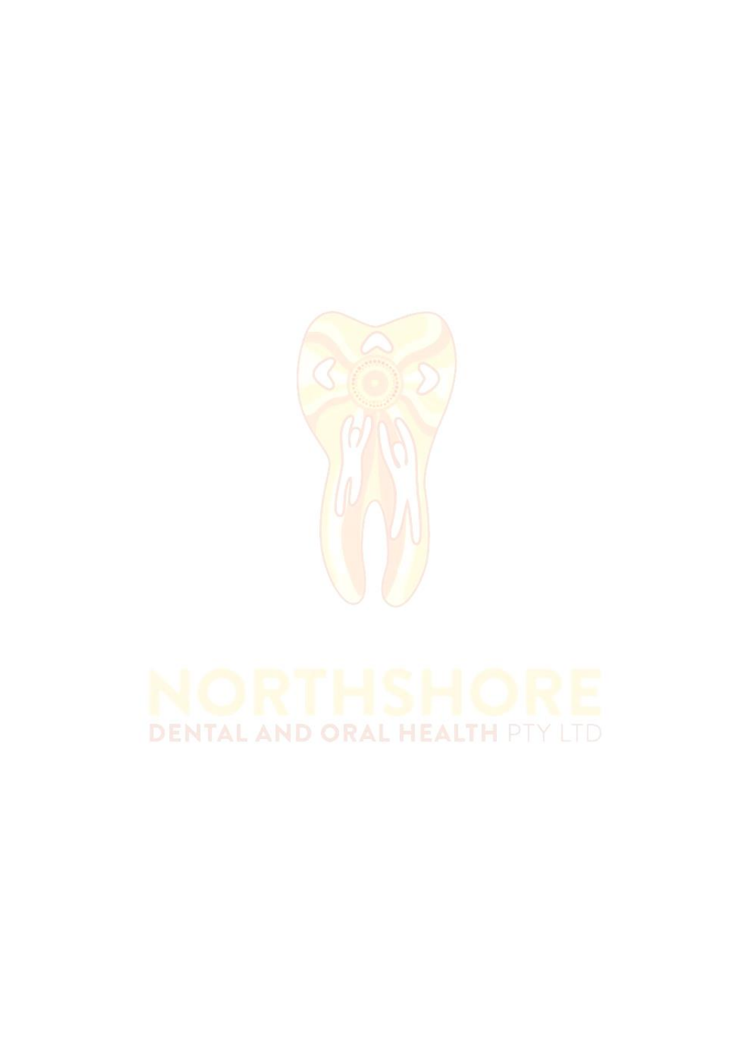NORTHSHORE

DENTAL AND ORAL HEALTH PTY LTD